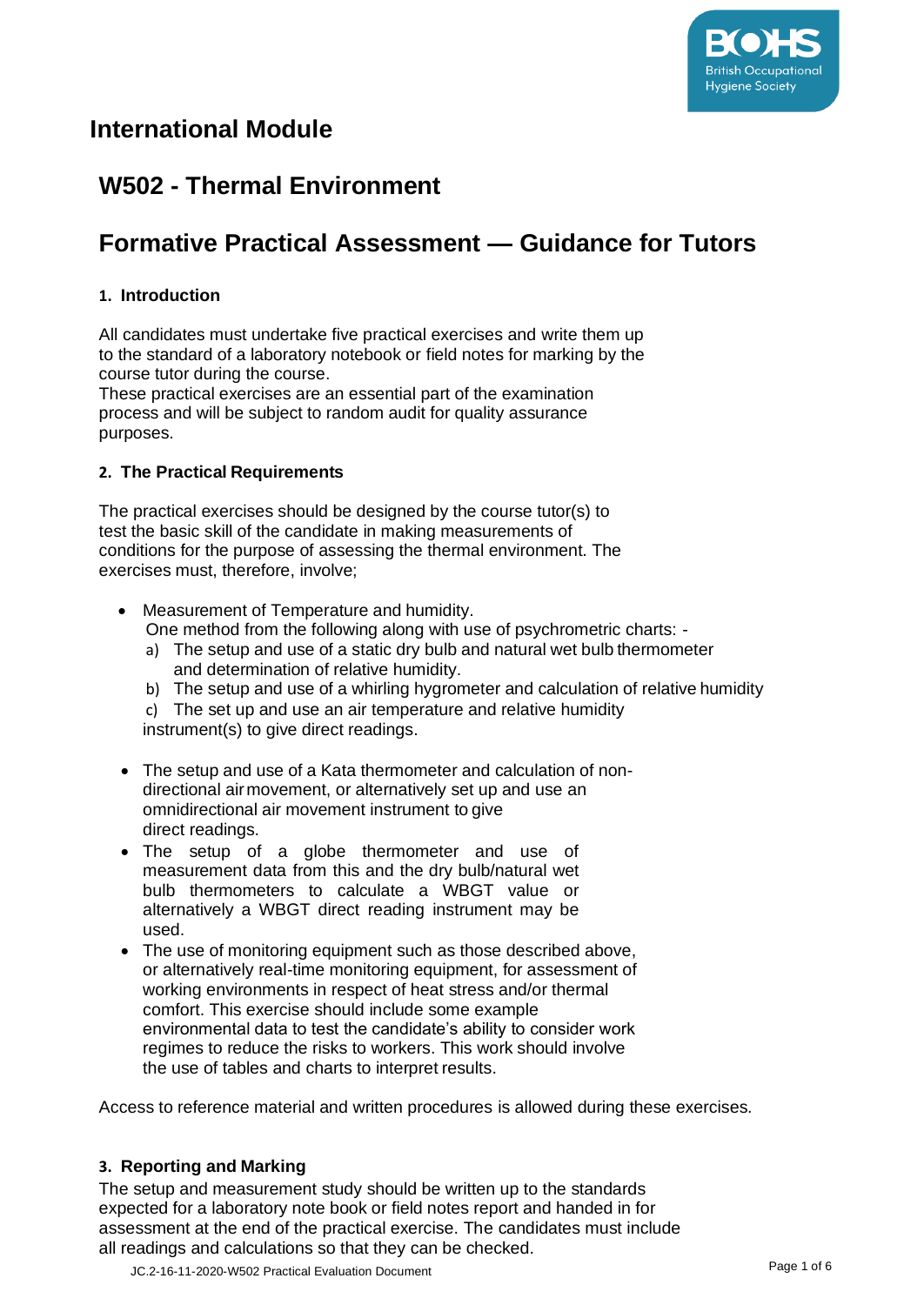# International Module

# W502 - Thermal Environment

# Formative Practical Assessment — Guidance for Tutors

### 1. Introduction

All candidates must undertake five practical exercises and write them up to the standard of a laboratory notebook or field notes for marking by the course tutor during the course.
These practical exercises are an essential part of the examination process and will be subject to random audit for quality assurance purposes.

### 2. The Practical Requirements

The practical exercises should be designed by the course tutor(s) to test the basic skill of the candidate in making measurements of conditions for the purpose of assessing the thermal environment. The exercises must, therefore, involve;

- Measurement of Temperature and humidity.
  One method from the following along with use of psychrometric charts: -
  a) The setup and use of a static dry bulb and natural wet bulb thermometer and determination of relative humidity.
  b) The setup and use of a whirling hygrometer and calculation of relative humidity
  c) The set up and use an air temperature and relative humidity instrument(s) to give direct readings.
- The setup and use of a Kata thermometer and calculation of non-directional air movement, or alternatively set up and use an omnidirectional air movement instrument to give direct readings.
- The setup of a globe thermometer and use of measurement data from this and the dry bulb/natural wet bulb thermometers to calculate a WBGT value or alternatively a WBGT direct reading instrument may be used.
- The use of monitoring equipment such as those described above, or alternatively real-time monitoring equipment, for assessment of working environments in respect of heat stress and/or thermal comfort. This exercise should include some example environmental data to test the candidate's ability to consider work regimes to reduce the risks to workers. This work should involve the use of tables and charts to interpret results.

Access to reference material and written procedures is allowed during these exercises.

### 3. Reporting and Marking

The setup and measurement study should be written up to the standards expected for a laboratory note book or field notes report and handed in for assessment at the end of the practical exercise. The candidates must include all readings and calculations so that they can be checked.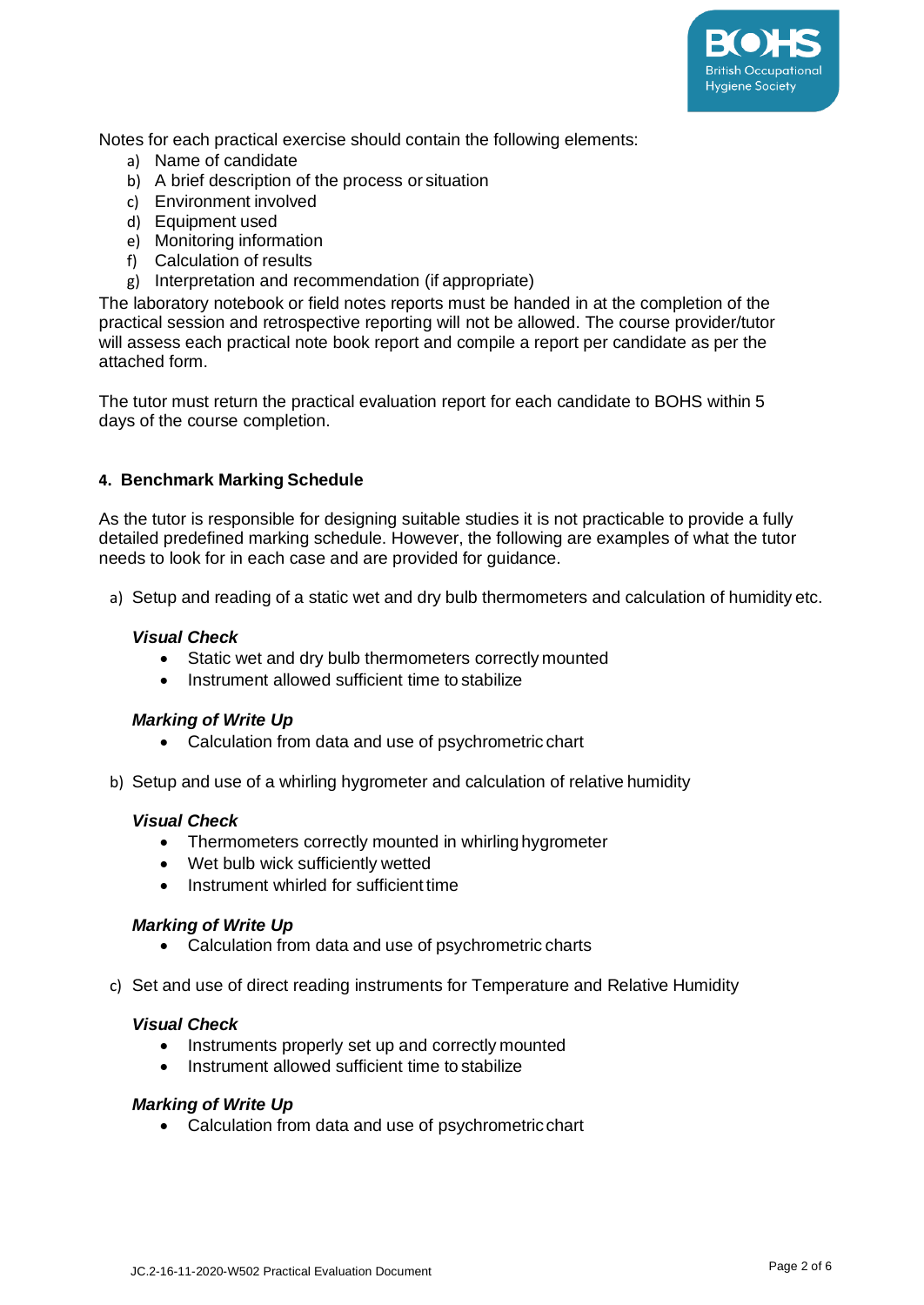Notes for each practical exercise should contain the following elements:

a) Name of candidate
b) A brief description of the process or situation
c) Environment involved
d) Equipment used
e) Monitoring information
f) Calculation of results
g) Interpretation and recommendation (if appropriate)

The laboratory notebook or field notes reports must be handed in at the completion of the practical session and retrospective reporting will not be allowed. The course provider/tutor will assess each practical note book report and compile a report per candidate as per the attached form.

The tutor must return the practical evaluation report for each candidate to BOHS within 5 days of the course completion.

#### 4. Benchmark Marking Schedule

As the tutor is responsible for designing suitable studies it is not practicable to provide a fully detailed predefined marking schedule. However, the following are examples of what the tutor needs to look for in each case and are provided for guidance.

a) Setup and reading of a static wet and dry bulb thermometers and calculation of humidity etc.

***Visual Check***

- Static wet and dry bulb thermometers correctly mounted
- Instrument allowed sufficient time to stabilize

***Marking of Write Up***

- Calculation from data and use of psychrometric chart

b) Setup and use of a whirling hygrometer and calculation of relative humidity

***Visual Check***

- Thermometers correctly mounted in whirling hygrometer
- Wet bulb wick sufficiently wetted
- Instrument whirled for sufficient time

***Marking of Write Up***

- Calculation from data and use of psychrometric charts

c) Set and use of direct reading instruments for Temperature and Relative Humidity

***Visual Check***

- Instruments properly set up and correctly mounted
- Instrument allowed sufficient time to stabilize

***Marking of Write Up***

- Calculation from data and use of psychrometric chart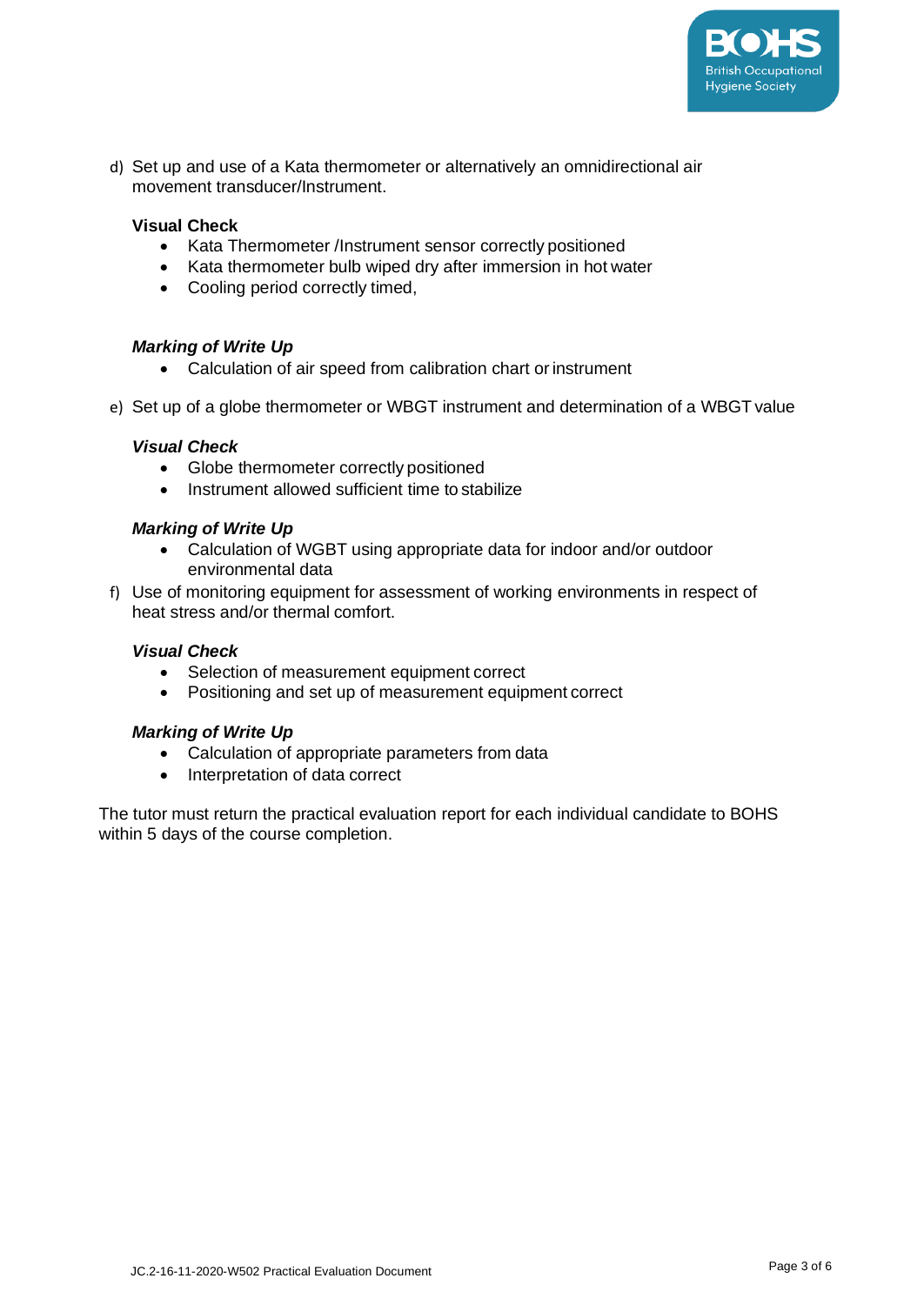d) Set up and use of a Kata thermometer or alternatively an omnidirectional air movement transducer/Instrument.

**Visual Check**

- Kata Thermometer /Instrument sensor correctly positioned
- Kata thermometer bulb wiped dry after immersion in hot water
- Cooling period correctly timed,

***Marking of Write Up***

- Calculation of air speed from calibration chart or instrument

e) Set up of a globe thermometer or WBGT instrument and determination of a WBGT value

***Visual Check***

- Globe thermometer correctly positioned
- Instrument allowed sufficient time to stabilize

***Marking of Write Up***

- Calculation of WGBT using appropriate data for indoor and/or outdoor environmental data

f) Use of monitoring equipment for assessment of working environments in respect of heat stress and/or thermal comfort.

***Visual Check***

- Selection of measurement equipment correct
- Positioning and set up of measurement equipment correct

***Marking of Write Up***

- Calculation of appropriate parameters from data
- Interpretation of data correct

The tutor must return the practical evaluation report for each individual candidate to BOHS within 5 days of the course completion.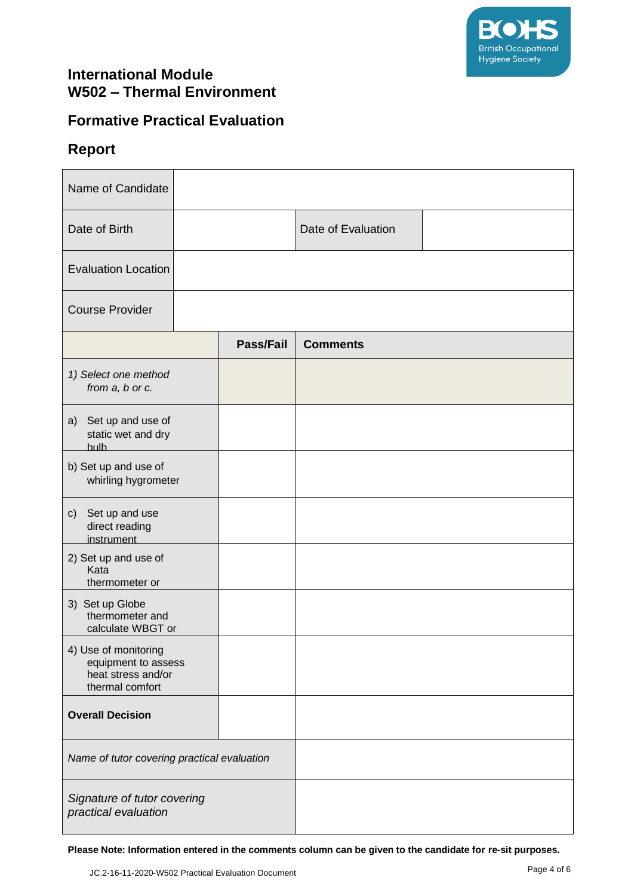# International Module
# W502 – Thermal Environment

## Formative Practical Evaluation

## Report

| Name of Candidate | | | |
|---|---|---|---|
| Date of Birth | | Date of Evaluation | |
| Evaluation Location | | | |
| Course Provider | | | |

| | Pass/Fail | Comments |
|---|---|---|
| *1) Select one method from a, b or c.* | | |
| a) Set up and use of static wet and dry bulb | | |
| b) Set up and use of whirling hygrometer | | |
| c) Set up and use direct reading instrument | | |
| 2) Set up and use of Kata thermometer or | | |
| 3) Set up Globe thermometer and calculate WBGT or | | |
| 4) Use of monitoring equipment to assess heat stress and/or thermal comfort | | |
| **Overall Decision** | | |

| | |
|---|---|
| *Name of tutor covering practical evaluation* | |
| *Signature of tutor covering practical evaluation* | |

**Please Note: Information entered in the comments column can be given to the candidate for re-sit purposes.**

JC.2-16-11-2020-W502 Practical Evaluation Document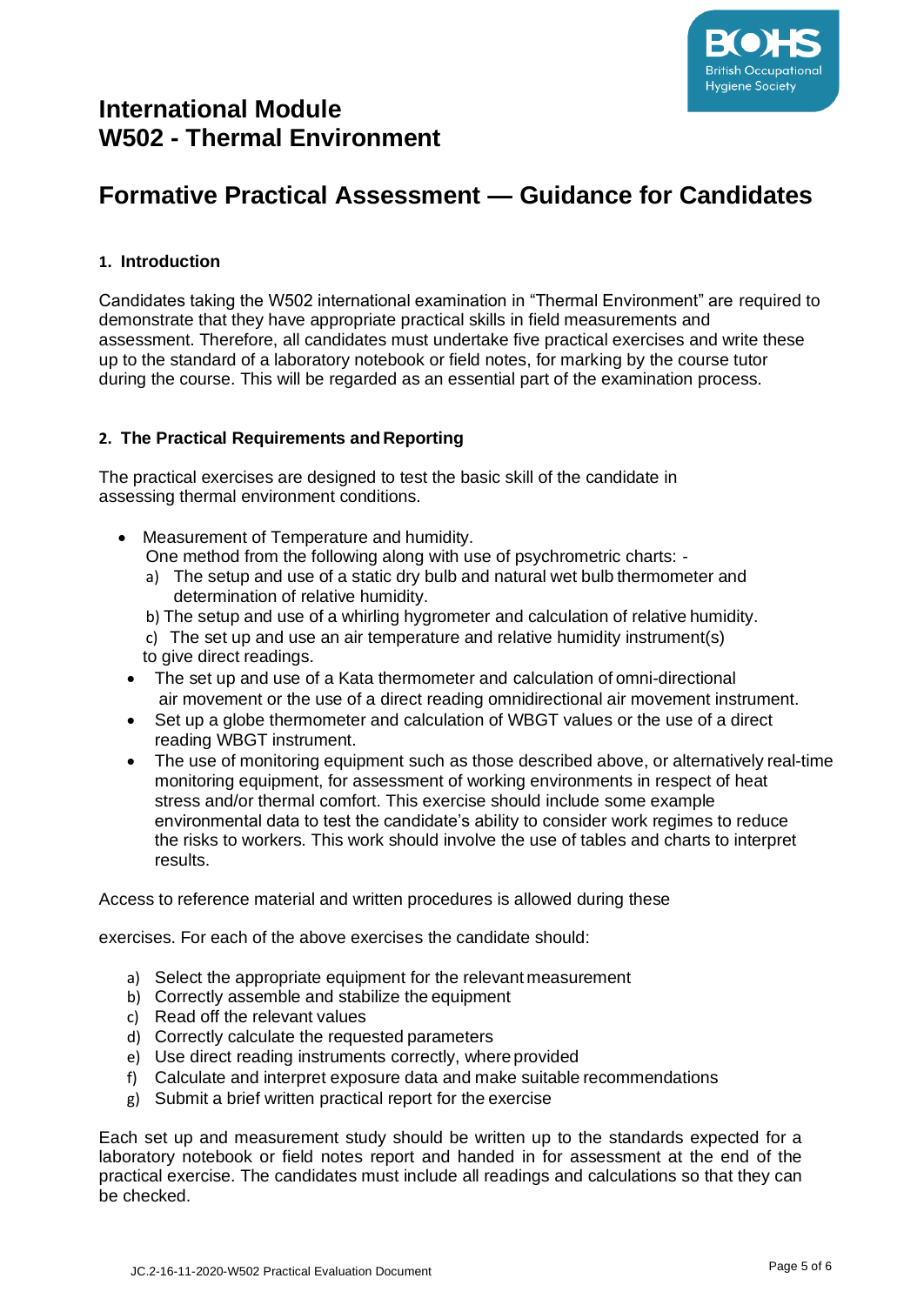# International Module
# W502 - Thermal Environment

## Formative Practical Assessment — Guidance for Candidates

### 1. Introduction

Candidates taking the W502 international examination in "Thermal Environment" are required to demonstrate that they have appropriate practical skills in field measurements and assessment. Therefore, all candidates must undertake five practical exercises and write these up to the standard of a laboratory notebook or field notes, for marking by the course tutor during the course. This will be regarded as an essential part of the examination process.

### 2. The Practical Requirements and Reporting

The practical exercises are designed to test the basic skill of the candidate in assessing thermal environment conditions.

- Measurement of Temperature and humidity.
  One method from the following along with use of psychrometric charts: -
  a) The setup and use of a static dry bulb and natural wet bulb thermometer and determination of relative humidity.
  b) The setup and use of a whirling hygrometer and calculation of relative humidity.
  c) The set up and use an air temperature and relative humidity instrument(s) to give direct readings.
- The set up and use of a Kata thermometer and calculation of omni-directional air movement or the use of a direct reading omnidirectional air movement instrument.
- Set up a globe thermometer and calculation of WBGT values or the use of a direct reading WBGT instrument.
- The use of monitoring equipment such as those described above, or alternatively real-time monitoring equipment, for assessment of working environments in respect of heat stress and/or thermal comfort. This exercise should include some example environmental data to test the candidate's ability to consider work regimes to reduce the risks to workers. This work should involve the use of tables and charts to interpret results.

Access to reference material and written procedures is allowed during these exercises. For each of the above exercises the candidate should:

a) Select the appropriate equipment for the relevant measurement
b) Correctly assemble and stabilize the equipment
c) Read off the relevant values
d) Correctly calculate the requested parameters
e) Use direct reading instruments correctly, where provided
f) Calculate and interpret exposure data and make suitable recommendations
g) Submit a brief written practical report for the exercise

Each set up and measurement study should be written up to the standards expected for a laboratory notebook or field notes report and handed in for assessment at the end of the practical exercise. The candidates must include all readings and calculations so that they can be checked.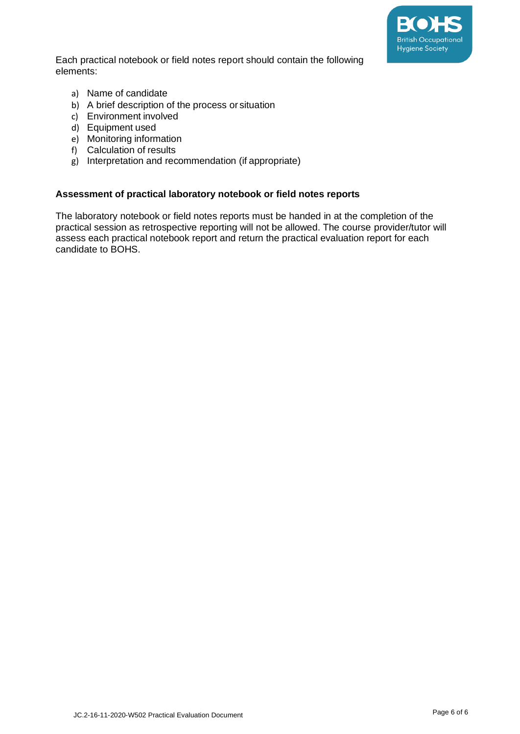Each practical notebook or field notes report should contain the following elements:

a) Name of candidate
b) A brief description of the process or situation
c) Environment involved
d) Equipment used
e) Monitoring information
f) Calculation of results
g) Interpretation and recommendation (if appropriate)

**Assessment of practical laboratory notebook or field notes reports**

The laboratory notebook or field notes reports must be handed in at the completion of the practical session as retrospective reporting will not be allowed. The course provider/tutor will assess each practical notebook report and return the practical evaluation report for each candidate to BOHS.